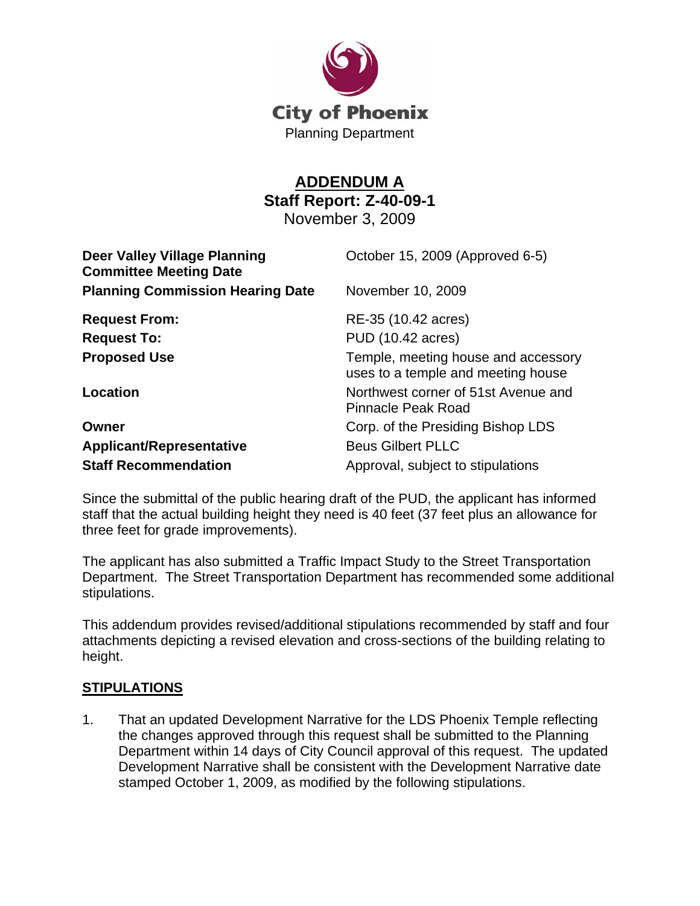City of Phoenix

Planning Department

# ADDENDUM A

## Staff Report: Z-40-09-1

November 3, 2009

| | |
|---|---|
| **Deer Valley Village Planning Committee Meeting Date** | October 15, 2009 (Approved 6-5) |
| **Planning Commission Hearing Date** | November 10, 2009 |
| **Request From:** | RE-35 (10.42 acres) |
| **Request To:** | PUD (10.42 acres) |
| **Proposed Use** | Temple, meeting house and accessory uses to a temple and meeting house |
| **Location** | Northwest corner of 51st Avenue and Pinnacle Peak Road |
| **Owner** | Corp. of the Presiding Bishop LDS |
| **Applicant/Representative** | Beus Gilbert PLLC |
| **Staff Recommendation** | Approval, subject to stipulations |

Since the submittal of the public hearing draft of the PUD, the applicant has informed staff that the actual building height they need is 40 feet (37 feet plus an allowance for three feet for grade improvements).

The applicant has also submitted a Traffic Impact Study to the Street Transportation Department. The Street Transportation Department has recommended some additional stipulations.

This addendum provides revised/additional stipulations recommended by staff and four attachments depicting a revised elevation and cross-sections of the building relating to height.

### STIPULATIONS

1. That an updated Development Narrative for the LDS Phoenix Temple reflecting the changes approved through this request shall be submitted to the Planning Department within 14 days of City Council approval of this request. The updated Development Narrative shall be consistent with the Development Narrative date stamped October 1, 2009, as modified by the following stipulations.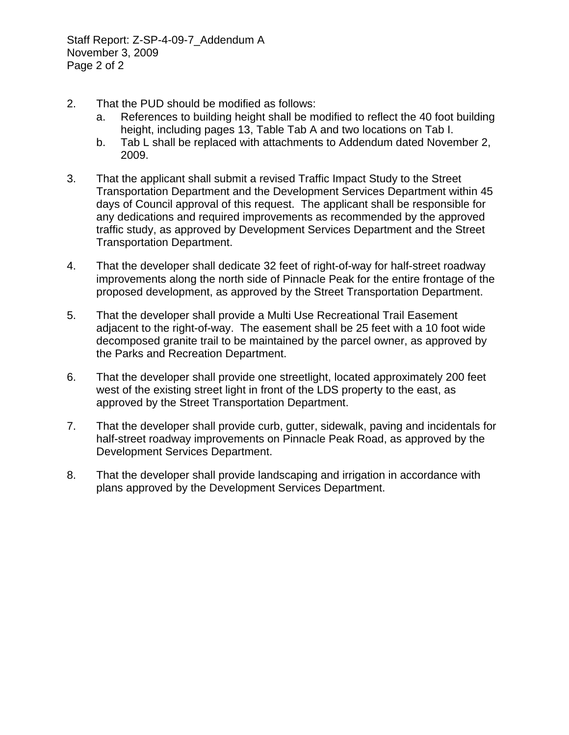2. That the PUD should be modified as follows:
   a. References to building height shall be modified to reflect the 40 foot building height, including pages 13, Table Tab A and two locations on Tab I.
   b. Tab L shall be replaced with attachments to Addendum dated November 2, 2009.

3. That the applicant shall submit a revised Traffic Impact Study to the Street Transportation Department and the Development Services Department within 45 days of Council approval of this request. The applicant shall be responsible for any dedications and required improvements as recommended by the approved traffic study, as approved by Development Services Department and the Street Transportation Department.

4. That the developer shall dedicate 32 feet of right-of-way for half-street roadway improvements along the north side of Pinnacle Peak for the entire frontage of the proposed development, as approved by the Street Transportation Department.

5. That the developer shall provide a Multi Use Recreational Trail Easement adjacent to the right-of-way. The easement shall be 25 feet with a 10 foot wide decomposed granite trail to be maintained by the parcel owner, as approved by the Parks and Recreation Department.

6. That the developer shall provide one streetlight, located approximately 200 feet west of the existing street light in front of the LDS property to the east, as approved by the Street Transportation Department.

7. That the developer shall provide curb, gutter, sidewalk, paving and incidentals for half-street roadway improvements on Pinnacle Peak Road, as approved by the Development Services Department.

8. That the developer shall provide landscaping and irrigation in accordance with plans approved by the Development Services Department.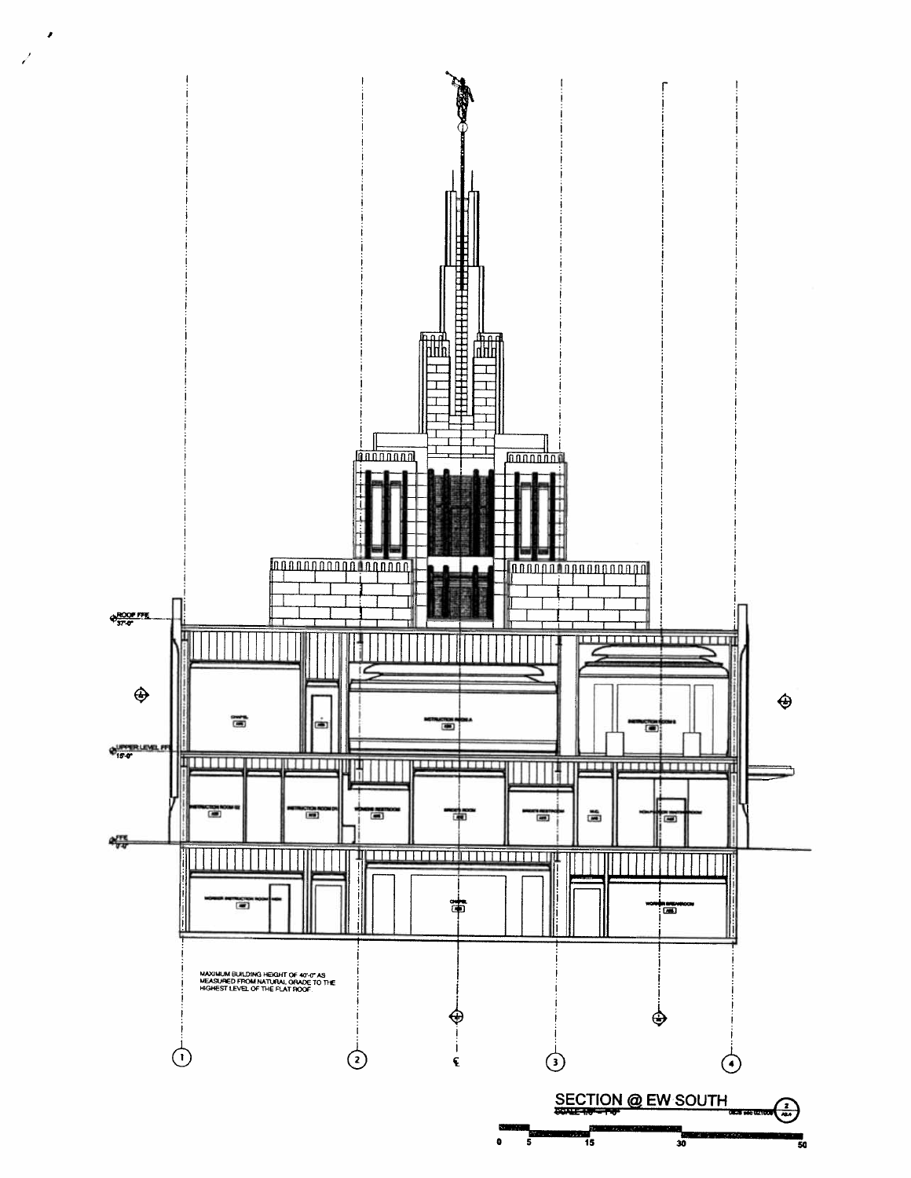ROOF FFE
37'-0"

UPPER LEVEL FFE
15'-6"

FFE
0'-0"

CHAPEL

INSTRUCTION ROOM A

INSTRUCTION ROOM B

INSTRUCTION ROOM 02

INSTRUCTION ROOM 01

WOMENS RESTROOM

BRIDES ROOM

BRIDES RESTROOM

WORKER INSTRUCTION ROOM

CHAPEL

WORKER BREAKROOM

MAXIMUM BUILDING HEIGHT OF 40'-0" AS MEASURED FROM NATURAL GRADE TO THE HIGHEST LEVEL OF THE FLAT ROOF.

1 2 ℄ 3 4

## SECTION @ EW SOUTH

SCALE: 1/8" = 1'-0"

0 5 15 30 50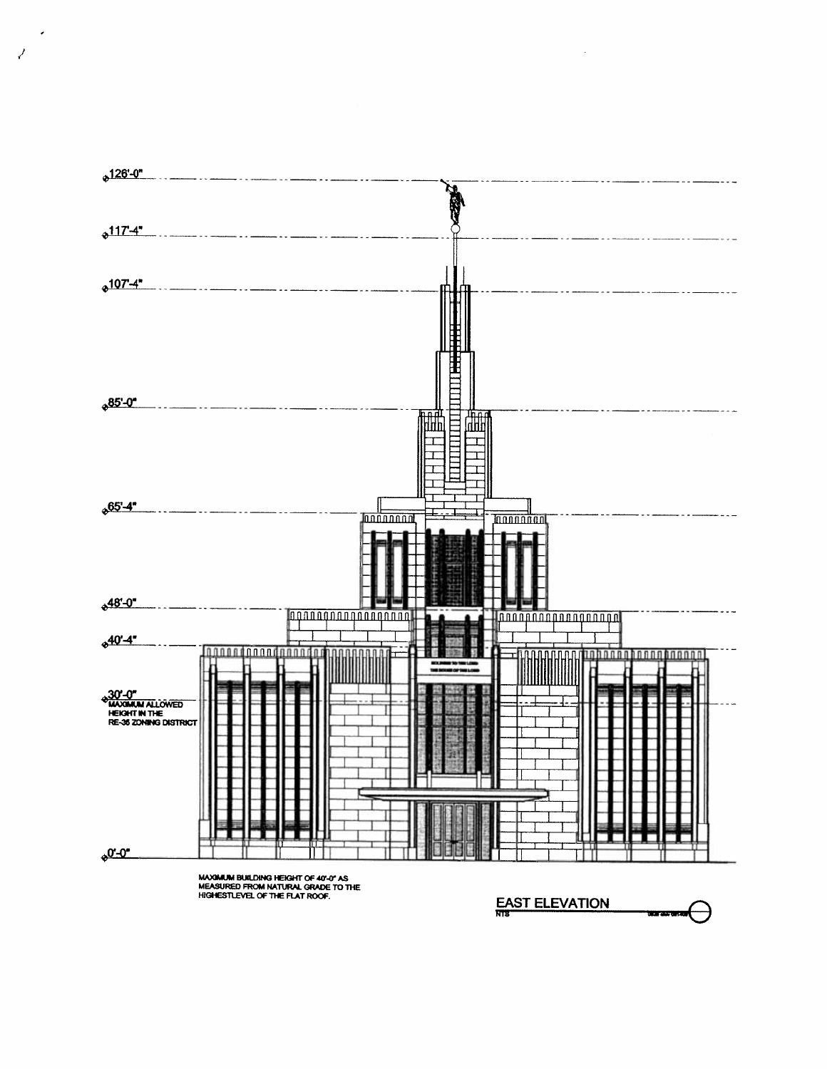126'-0"

117'-4"

107'-4"

85'-0"

65'-4"

48'-0"

40'-4"

30'-0"
MAXIMUM ALLOWED HEIGHT IN THE RE-35 ZONING DISTRICT

0'-0"

MAXIMUM BUILDING HEIGHT OF 40'-0" AS MEASURED FROM NATURAL GRADE TO THE HIGHESTLEVEL OF THE FLAT ROOF.

## EAST ELEVATION

NTS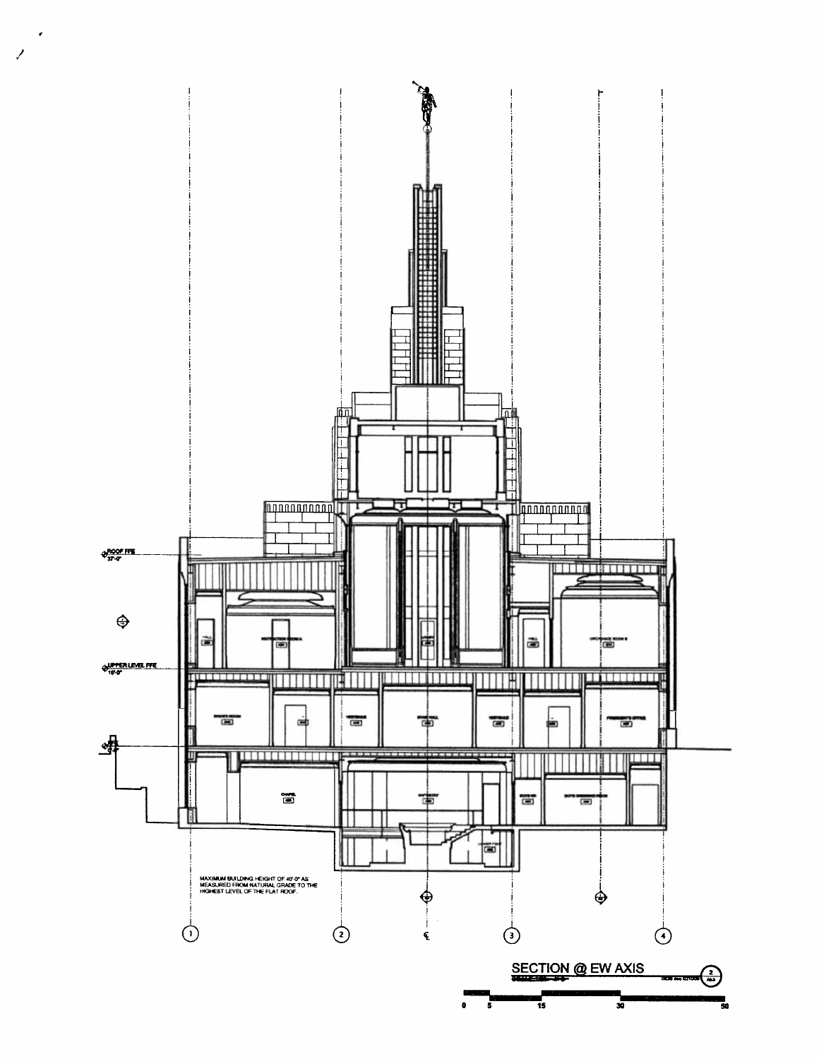ROOF FFE
37'-0"

UPPER LEVEL FFE
18'-0"

MAXIMUM BUILDING HEIGHT OF 40'-0" AS MEASURED FROM NATURAL GRADE TO THE HIGHEST LEVEL OF THE FLAT ROOF.

1 2 ℄ 3 4

## SECTION @ EW AXIS

0 5 15 30 50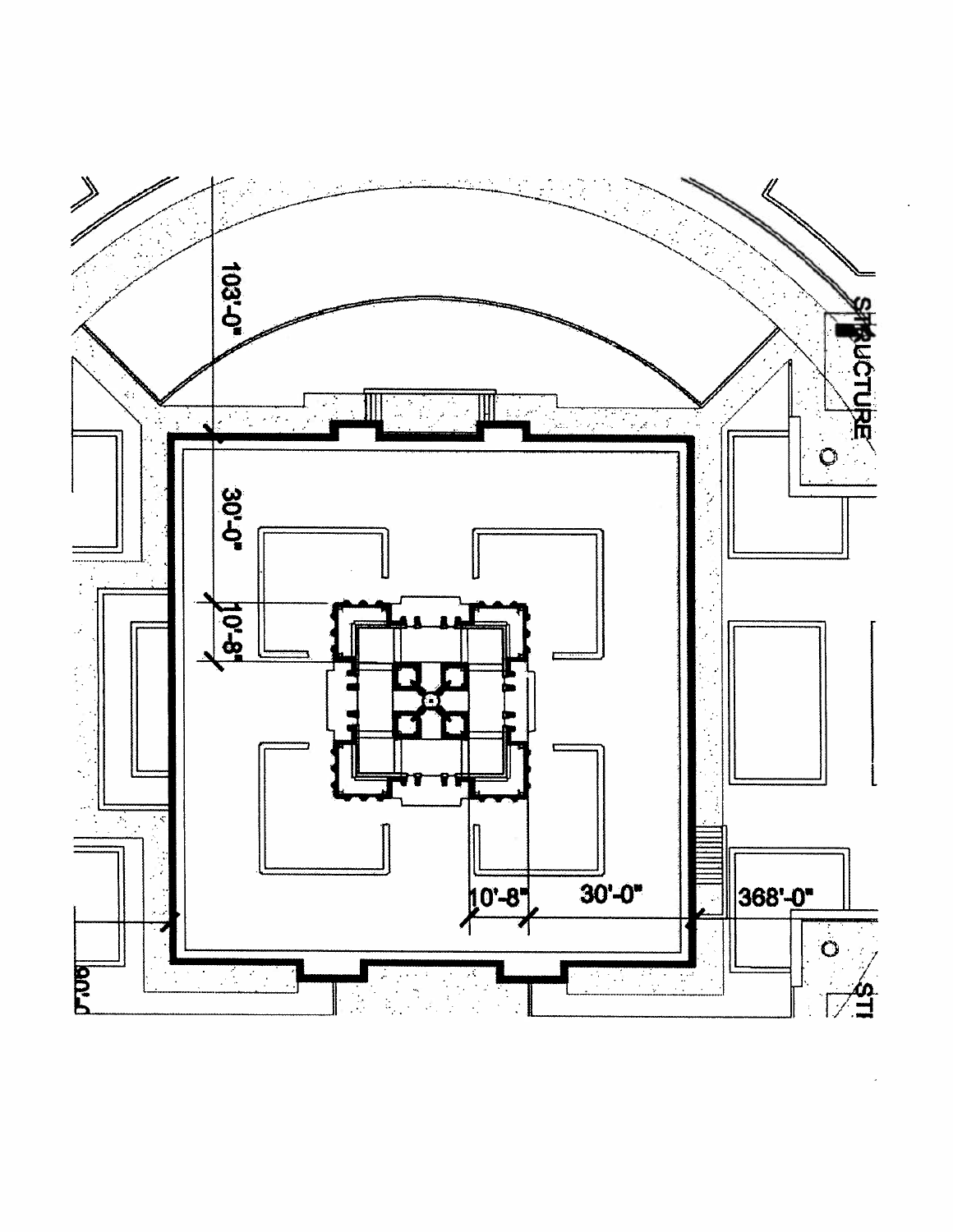103'-0"

30'-0"

10'-8"

10'-8"

30'-0"

368'-0"

90'-0

STRUCTURE

STI